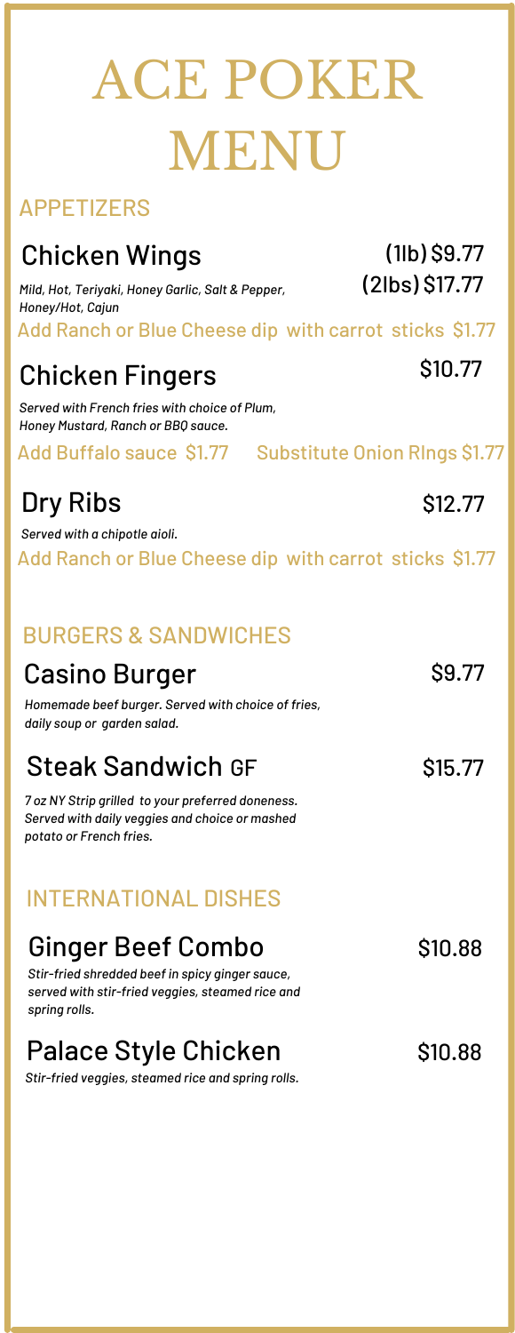# ACE POKER MENU

## APPETIZERS

### Chicken Wings

(1lb) $9.77
(2lbs) $17.77

*Mild, Hot, Teriyaki, Honey Garlic, Salt & Pepper, Honey/Hot, Cajun*

Add Ranch or Blue Cheese dip with carrot sticks $1.77

### Chicken Fingers

$10.77

*Served with French fries with choice of Plum, Honey Mustard, Ranch or BBQ sauce.*

Add Buffalo sauce $1.77    Substitute Onion RIngs $1.77

### Dry Ribs

$12.77

*Served with a chipotle aioli.*

Add Ranch or Blue Cheese dip with carrot sticks $1.77

## BURGERS & SANDWICHES

### Casino Burger

$9.77

*Homemade beef burger. Served with choice of fries, daily soup or garden salad.*

### Steak Sandwich GF

$15.77

*7 oz NY Strip grilled to your preferred doneness. Served with daily veggies and choice or mashed potato or French fries.*

## INTERNATIONAL DISHES

### Ginger Beef Combo

$10.88

*Stir-fried shredded beef in spicy ginger sauce, served with stir-fried veggies, steamed rice and spring rolls.*

### Palace Style Chicken

$10.88

*Stir-fried veggies, steamed rice and spring rolls.*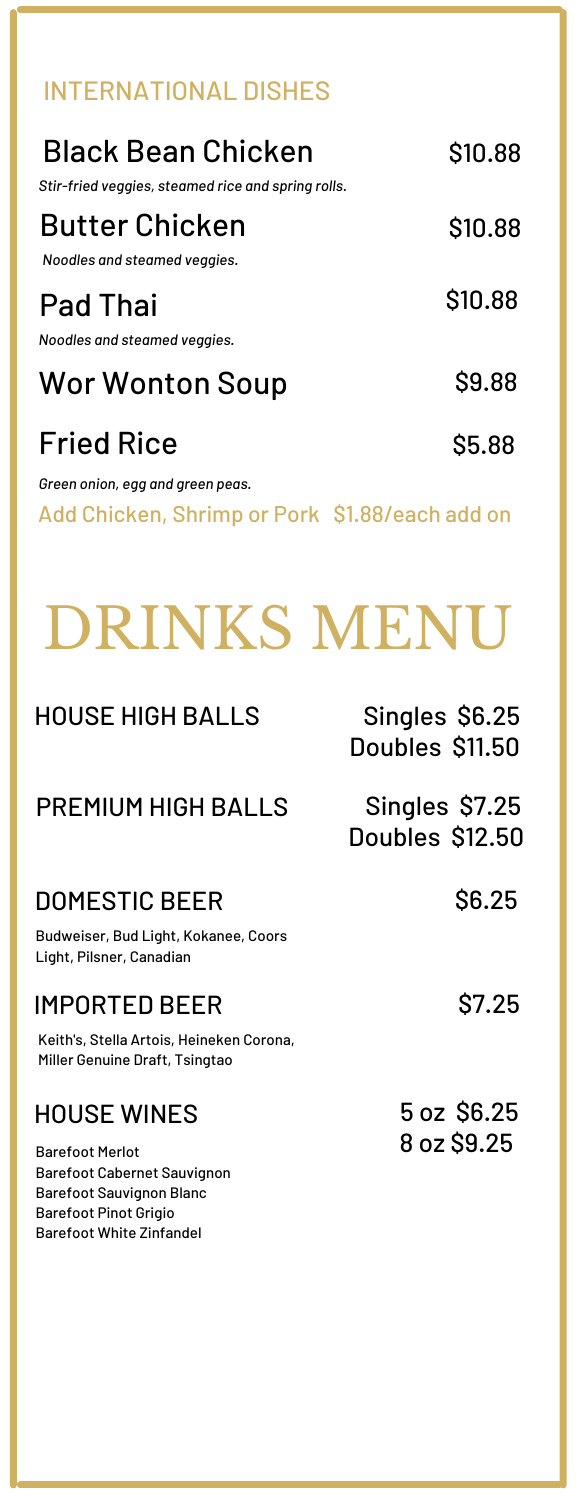## INTERNATIONAL DISHES

### Black Bean Chicken — $10.88
*Stir-fried veggies, steamed rice and spring rolls.*

### Butter Chicken — $10.88
*Noodles and steamed veggies.*

### Pad Thai — $10.88
*Noodles and steamed veggies.*

### Wor Wonton Soup — $9.88

### Fried Rice — $5.88
*Green onion, egg and green peas.*

Add Chicken, Shrimp or Pork $1.88/each add on

# DRINKS MENU

### HOUSE HIGH BALLS
Singles $6.25
Doubles $11.50

### PREMIUM HIGH BALLS
Singles $7.25
Doubles $12.50

### DOMESTIC BEER — $6.25
Budweiser, Bud Light, Kokanee, Coors Light, Pilsner, Canadian

### IMPORTED BEER — $7.25
Keith's, Stella Artois, Heineken Corona, Miller Genuine Draft, Tsingtao

### HOUSE WINES
5 oz $6.25
8 oz $9.25

Barefoot Merlot
Barefoot Cabernet Sauvignon
Barefoot Sauvignon Blanc
Barefoot Pinot Grigio
Barefoot White Zinfandel